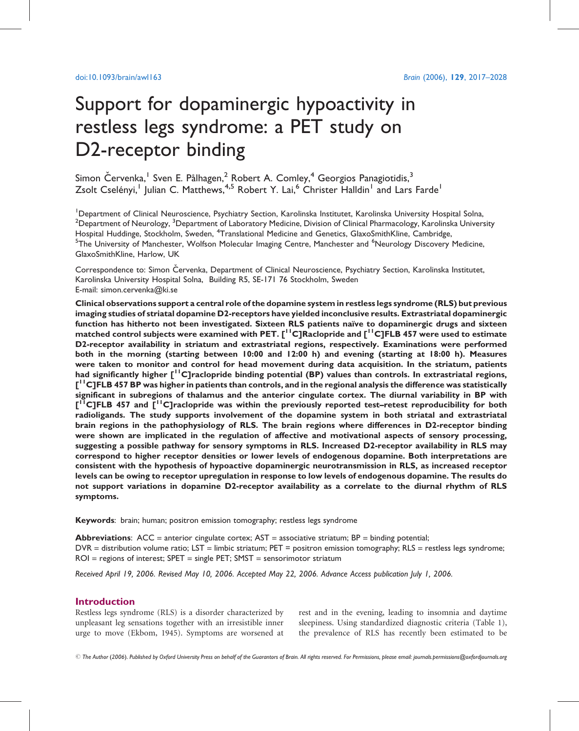doi:10.1093/brain/awl163

# Support for dopaminergic hypoactivity in restless legs syndrome: a PET study on D2-receptor binding

Simon Červenka,[1] Sven E. Pålhagen,[2] Robert A. Comley,[4] Georgios Panagiotidis,[3] Zsolt Cselényi,[1] Julian C. Matthews,[4,5] Robert Y. Lai,[6] Christer Halldin[1] and Lars Farde[1]

[1]Department of Clinical Neuroscience, Psychiatry Section, Karolinska Institutet, Karolinska University Hospital Solna, [2]Department of Neurology, [3]Department of Laboratory Medicine, Division of Clinical Pharmacology, Karolinska University Hospital Huddinge, Stockholm, Sweden, [4]Translational Medicine and Genetics, GlaxoSmithKline, Cambridge, [5]The University of Manchester, Wolfson Molecular Imaging Centre, Manchester and [6]Neurology Discovery Medicine, GlaxoSmithKline, Harlow, UK

Correspondence to: Simon Červenka, Department of Clinical Neuroscience, Psychiatry Section, Karolinska Institutet, Karolinska University Hospital Solna, Building R5, SE-171 76 Stockholm, Sweden
E-mail: simon.cervenka@ki.se

**Clinical observations support a central role of the dopamine system in restless legs syndrome (RLS) but previous imaging studies of striatal dopamine D2-receptors have yielded inconclusive results. Extrastriatal dopaminergic function has hitherto not been investigated. Sixteen RLS patients naïve to dopaminergic drugs and sixteen matched control subjects were examined with PET. [$^{11}$C]Raclopride and [$^{11}$C]FLB 457 were used to estimate D2-receptor availability in striatum and extrastriatal regions, respectively. Examinations were performed both in the morning (starting between 10:00 and 12:00 h) and evening (starting at 18:00 h). Measures were taken to monitor and control for head movement during data acquisition. In the striatum, patients had significantly higher [$^{11}$C]raclopride binding potential (BP) values than controls. In extrastriatal regions, [$^{11}$C]FLB 457 BP was higher in patients than controls, and in the regional analysis the difference was statistically significant in subregions of thalamus and the anterior cingulate cortex. The diurnal variability in BP with [$^{11}$C]FLB 457 and [$^{11}$C]raclopride was within the previously reported test–retest reproducibility for both radioligands. The study supports involvement of the dopamine system in both striatal and extrastriatal brain regions in the pathophysiology of RLS. The brain regions where differences in D2-receptor binding were shown are implicated in the regulation of affective and motivational aspects of sensory processing, suggesting a possible pathway for sensory symptoms in RLS. Increased D2-receptor availability in RLS may correspond to higher receptor densities or lower levels of endogenous dopamine. Both interpretations are consistent with the hypothesis of hypoactive dopaminergic neurotransmission in RLS, as increased receptor levels can be owing to receptor upregulation in response to low levels of endogenous dopamine. The results do not support variations in dopamine D2-receptor availability as a correlate to the diurnal rhythm of RLS symptoms.**

**Keywords**: brain; human; positron emission tomography; restless legs syndrome

**Abbreviations**: ACC = anterior cingulate cortex; AST = associative striatum; BP = binding potential; DVR = distribution volume ratio; LST = limbic striatum; PET = positron emission tomography; RLS = restless legs syndrome; ROI = regions of interest; SPET = single PET; SMST = sensorimotor striatum

*Received April 19, 2006. Revised May 10, 2006. Accepted May 22, 2006. Advance Access publication July 1, 2006.*

## Introduction

Restless legs syndrome (RLS) is a disorder characterized by unpleasant leg sensations together with an irresistible inner urge to move (Ekbom, 1945). Symptoms are worsened at rest and in the evening, leading to insomnia and daytime sleepiness. Using standardized diagnostic criteria (Table 1), the prevalence of RLS has recently been estimated to be

© The Author (2006). Published by Oxford University Press on behalf of the Guarantors of Brain. All rights reserved. For Permissions, please email: journals.permissions@oxfordjournals.org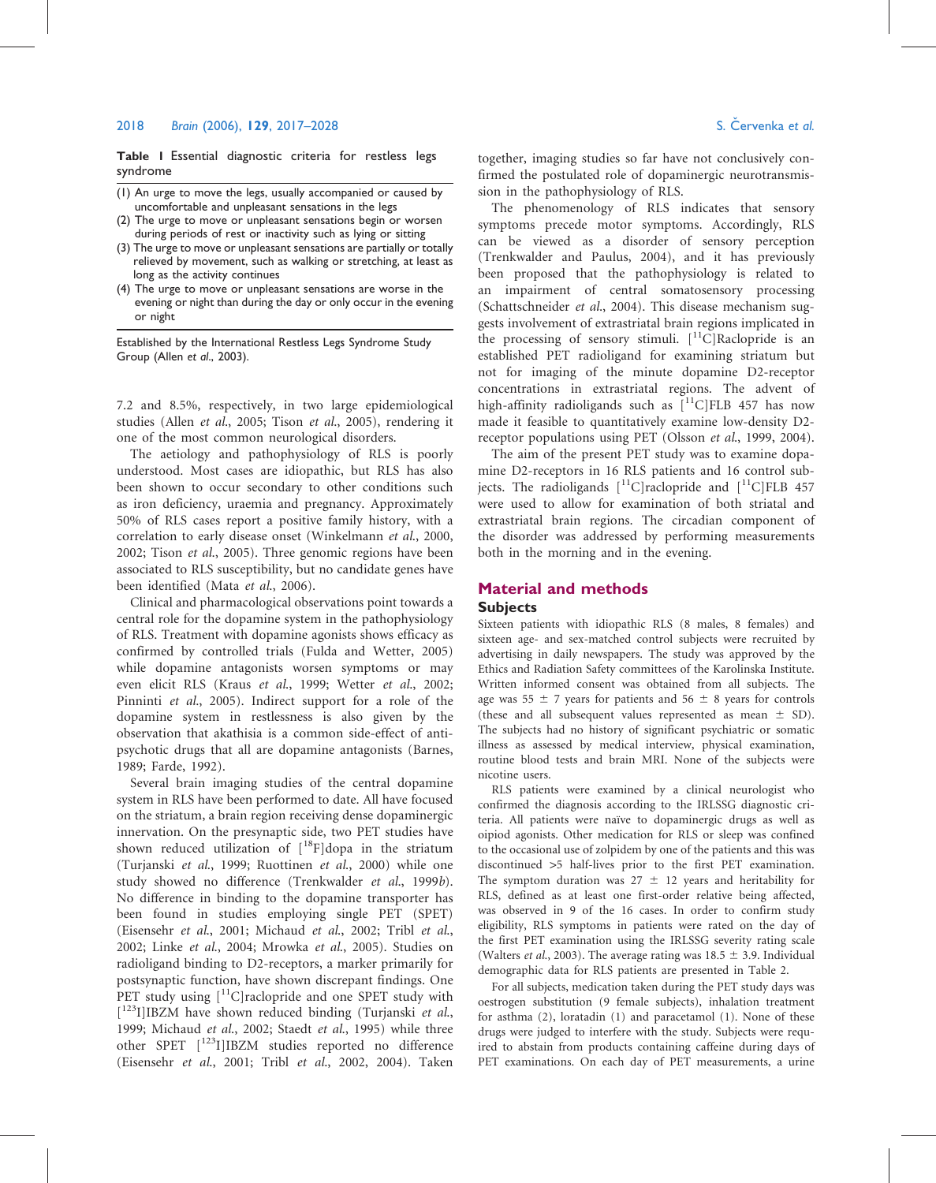**Table 1** Essential diagnostic criteria for restless legs syndrome

(1) An urge to move the legs, usually accompanied or caused by uncomfortable and unpleasant sensations in the legs
(2) The urge to move or unpleasant sensations begin or worsen during periods of rest or inactivity such as lying or sitting
(3) The urge to move or unpleasant sensations are partially or totally relieved by movement, such as walking or stretching, at least as long as the activity continues
(4) The urge to move or unpleasant sensations are worse in the evening or night than during the day or only occur in the evening or night

Established by the International Restless Legs Syndrome Study Group (Allen *et al.*, 2003).

7.2 and 8.5%, respectively, in two large epidemiological studies (Allen *et al.*, 2005; Tison *et al.*, 2005), rendering it one of the most common neurological disorders.

The aetiology and pathophysiology of RLS is poorly understood. Most cases are idiopathic, but RLS has also been shown to occur secondary to other conditions such as iron deficiency, uraemia and pregnancy. Approximately 50% of RLS cases report a positive family history, with a correlation to early disease onset (Winkelmann *et al.*, 2000, 2002; Tison *et al.*, 2005). Three genomic regions have been associated to RLS susceptibility, but no candidate genes have been identified (Mata *et al.*, 2006).

Clinical and pharmacological observations point towards a central role for the dopamine system in the pathophysiology of RLS. Treatment with dopamine agonists shows efficacy as confirmed by controlled trials (Fulda and Wetter, 2005) while dopamine antagonists worsen symptoms or may even elicit RLS (Kraus *et al.*, 1999; Wetter *et al.*, 2002; Pinninti *et al.*, 2005). Indirect support for a role of the dopamine system in restlessness is also given by the observation that akathisia is a common side-effect of antipsychotic drugs that all are dopamine antagonists (Barnes, 1989; Farde, 1992).

Several brain imaging studies of the central dopamine system in RLS have been performed to date. All have focused on the striatum, a brain region receiving dense dopaminergic innervation. On the presynaptic side, two PET studies have shown reduced utilization of [$^{18}$F]dopa in the striatum (Turjanski *et al.*, 1999; Ruottinen *et al.*, 2000) while one study showed no difference (Trenkwalder *et al.*, 1999*b*). No difference in binding to the dopamine transporter has been found in studies employing single PET (SPET) (Eisensehr *et al.*, 2001; Michaud *et al.*, 2002; Tribl *et al.*, 2002; Linke *et al.*, 2004; Mrowka *et al.*, 2005). Studies on radioligand binding to D2-receptors, a marker primarily for postsynaptic function, have shown discrepant findings. One PET study using [$^{11}$C]raclopride and one SPET study with [$^{123}$I]IBZM have shown reduced binding (Turjanski *et al.*, 1999; Michaud *et al.*, 2002; Staedt *et al.*, 1995) while three other SPET [$^{123}$I]IBZM studies reported no difference (Eisensehr *et al.*, 2001; Tribl *et al.*, 2002, 2004). Taken together, imaging studies so far have not conclusively confirmed the postulated role of dopaminergic neurotransmission in the pathophysiology of RLS.

The phenomenology of RLS indicates that sensory symptoms precede motor symptoms. Accordingly, RLS can be viewed as a disorder of sensory perception (Trenkwalder and Paulus, 2004), and it has previously been proposed that the pathophysiology is related to an impairment of central somatosensory processing (Schattschneider *et al.*, 2004). This disease mechanism suggests involvement of extrastriatal brain regions implicated in the processing of sensory stimuli. [$^{11}$C]Raclopride is an established PET radioligand for examining striatum but not for imaging of the minute dopamine D2-receptor concentrations in extrastriatal regions. The advent of high-affinity radioligands such as [$^{11}$C]FLB 457 has now made it feasible to quantitatively examine low-density D2-receptor populations using PET (Olsson *et al.*, 1999, 2004).

The aim of the present PET study was to examine dopamine D2-receptors in 16 RLS patients and 16 control subjects. The radioligands [$^{11}$C]raclopride and [$^{11}$C]FLB 457 were used to allow for examination of both striatal and extrastriatal brain regions. The circadian component of the disorder was addressed by performing measurements both in the morning and in the evening.

## Material and methods

### Subjects

Sixteen patients with idiopathic RLS (8 males, 8 females) and sixteen age- and sex-matched control subjects were recruited by advertising in daily newspapers. The study was approved by the Ethics and Radiation Safety committees of the Karolinska Institute. Written informed consent was obtained from all subjects. The age was 55 ± 7 years for patients and 56 ± 8 years for controls (these and all subsequent values represented as mean ± SD). The subjects had no history of significant psychiatric or somatic illness as assessed by medical interview, physical examination, routine blood tests and brain MRI. None of the subjects were nicotine users.

RLS patients were examined by a clinical neurologist who confirmed the diagnosis according to the IRLSSG diagnostic criteria. All patients were naïve to dopaminergic drugs as well as oipiod agonists. Other medication for RLS or sleep was confined to the occasional use of zolpidem by one of the patients and this was discontinued >5 half-lives prior to the first PET examination. The symptom duration was 27 ± 12 years and heritability for RLS, defined as at least one first-order relative being affected, was observed in 9 of the 16 cases. In order to confirm study eligibility, RLS symptoms in patients were rated on the day of the first PET examination using the IRLSSG severity rating scale (Walters *et al.*, 2003). The average rating was 18.5 ± 3.9. Individual demographic data for RLS patients are presented in Table 2.

For all subjects, medication taken during the PET study days was oestrogen substitution (9 female subjects), inhalation treatment for asthma (2), loratadin (1) and paracetamol (1). None of these drugs were judged to interfere with the study. Subjects were required to abstain from products containing caffeine during days of PET examinations. On each day of PET measurements, a urine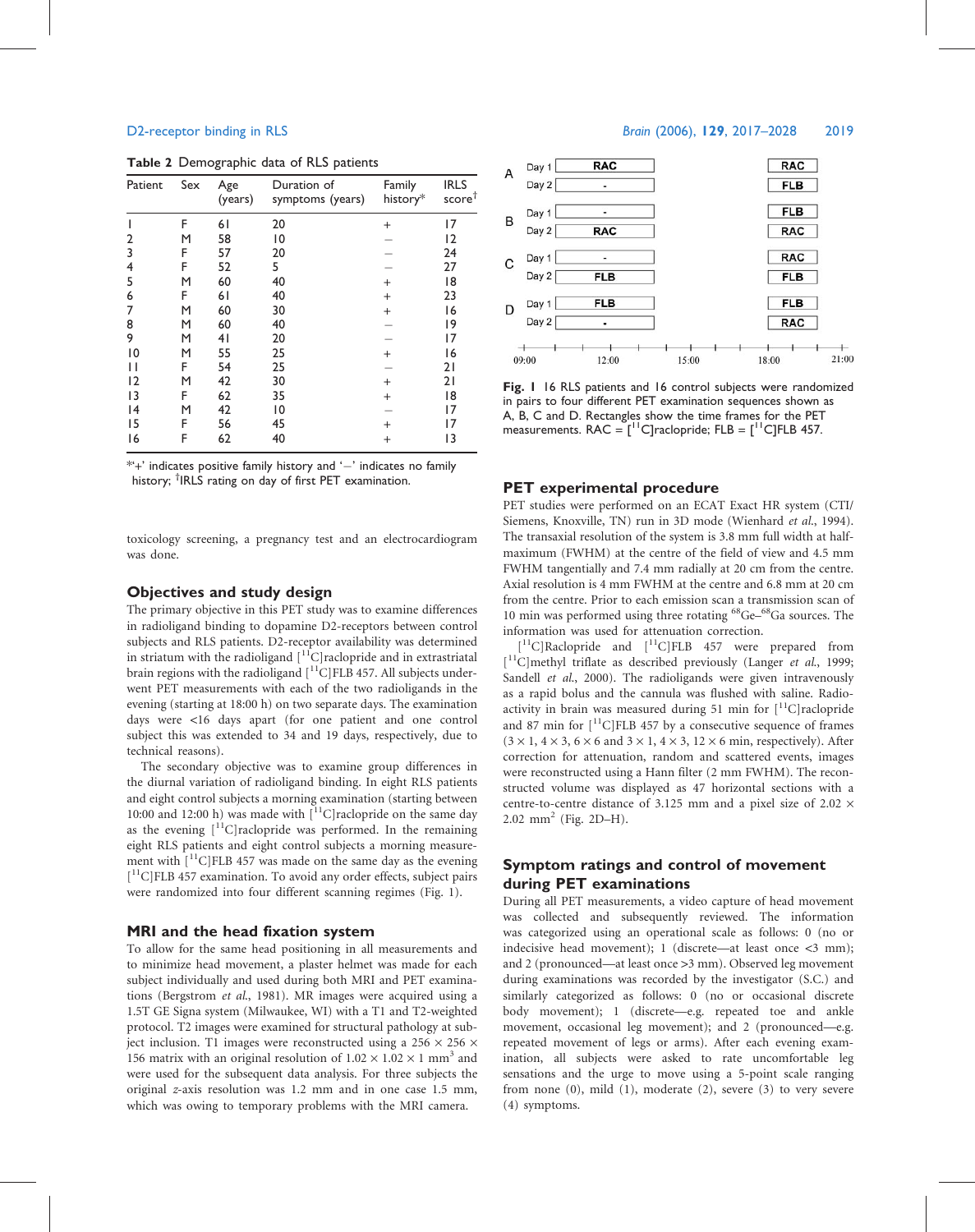**Table 2** Demographic data of RLS patients

| Patient | Sex | Age (years) | Duration of symptoms (years) | Family history* | IRLS score† |
|---|---|---|---|---|---|
| 1 | F | 61 | 20 | + | 17 |
| 2 | M | 58 | 10 | – | 12 |
| 3 | F | 57 | 20 | – | 24 |
| 4 | F | 52 | 5 | – | 27 |
| 5 | M | 60 | 40 | + | 18 |
| 6 | F | 61 | 40 | + | 23 |
| 7 | M | 60 | 30 | + | 16 |
| 8 | M | 60 | 40 | – | 19 |
| 9 | M | 41 | 20 | – | 17 |
| 10 | M | 55 | 25 | + | 16 |
| 11 | F | 54 | 25 | – | 21 |
| 12 | M | 42 | 30 | + | 21 |
| 13 | F | 62 | 35 | + | 18 |
| 14 | M | 42 | 10 | – | 17 |
| 15 | F | 56 | 45 | + | 17 |
| 16 | F | 62 | 40 | + | 13 |

*'+' indicates positive family history and '–' indicates no family history; †IRLS rating on day of first PET examination.

toxicology screening, a pregnancy test and an electrocardiogram was done.

## Objectives and study design

The primary objective in this PET study was to examine differences in radioligand binding to dopamine D2-receptors between control subjects and RLS patients. D2-receptor availability was determined in striatum with the radioligand [$^{11}$C]raclopride and in extrastriatal brain regions with the radioligand [$^{11}$C]FLB 457. All subjects underwent PET measurements with each of the two radioligands in the evening (starting at 18:00 h) on two separate days. The examination days were <16 days apart (for one patient and one control subject this was extended to 34 and 19 days, respectively, due to technical reasons).

The secondary objective was to examine group differences in the diurnal variation of radioligand binding. In eight RLS patients and eight control subjects a morning examination (starting between 10:00 and 12:00 h) was made with [$^{11}$C]raclopride on the same day as the evening [$^{11}$C]raclopride was performed. In the remaining eight RLS patients and eight control subjects a morning measurement with [$^{11}$C]FLB 457 was made on the same day as the evening [$^{11}$C]FLB 457 examination. To avoid any order effects, subject pairs were randomized into four different scanning regimes (Fig. 1).

## MRI and the head fixation system

To allow for the same head positioning in all measurements and to minimize head movement, a plaster helmet was made for each subject individually and used during both MRI and PET examinations (Bergstrom *et al.*, 1981). MR images were acquired using a 1.5T GE Signa system (Milwaukee, WI) with a T1 and T2-weighted protocol. T2 images were examined for structural pathology at subject inclusion. T1 images were reconstructed using a 256 × 256 × 156 matrix with an original resolution of 1.02 × 1.02 × 1 mm$^3$ and were used for the subsequent data analysis. For three subjects the original *z*-axis resolution was 1.2 mm and in one case 1.5 mm, which was owing to temporary problems with the MRI camera.

A Day 1 RAC RAC
Day 2 - FLB
B Day 1 - FLB
Day 2 RAC RAC
C Day 1 - RAC
Day 2 FLB FLB
D Day 1 FLB FLB
Day 2 - RAC
09:00 12:00 15:00 18:00 21:00

**Fig. 1** 16 RLS patients and 16 control subjects were randomized in pairs to four different PET examination sequences shown as A, B, C and D. Rectangles show the time frames for the PET measurements. RAC = [$^{11}$C]raclopride; FLB = [$^{11}$C]FLB 457.

## PET experimental procedure

PET studies were performed on an ECAT Exact HR system (CTI/Siemens, Knoxville, TN) run in 3D mode (Wienhard *et al.*, 1994). The transaxial resolution of the system is 3.8 mm full width at half-maximum (FWHM) at the centre of the field of view and 4.5 mm FWHM tangentially and 7.4 mm radially at 20 cm from the centre. Axial resolution is 4 mm FWHM at the centre and 6.8 mm at 20 cm from the centre. Prior to each emission scan a transmission scan of 10 min was performed using three rotating $^{68}$Ge–$^{68}$Ga sources. The information was used for attenuation correction.

[$^{11}$C]Raclopride and [$^{11}$C]FLB 457 were prepared from [$^{11}$C]methyl triflate as described previously (Langer *et al.*, 1999; Sandell *et al.*, 2000). The radioligands were given intravenously as a rapid bolus and the cannula was flushed with saline. Radioactivity in brain was measured during 51 min for [$^{11}$C]raclopride and 87 min for [$^{11}$C]FLB 457 by a consecutive sequence of frames (3 × 1, 4 × 3, 6 × 6 and 3 × 1, 4 × 3, 12 × 6 min, respectively). After correction for attenuation, random and scattered events, images were reconstructed using a Hann filter (2 mm FWHM). The reconstructed volume was displayed as 47 horizontal sections with a centre-to-centre distance of 3.125 mm and a pixel size of 2.02 × 2.02 mm$^2$ (Fig. 2D–H).

## Symptom ratings and control of movement during PET examinations

During all PET measurements, a video capture of head movement was collected and subsequently reviewed. The information was categorized using an operational scale as follows: 0 (no or indecisive head movement); 1 (discrete—at least once <3 mm); and 2 (pronounced—at least once >3 mm). Observed leg movement during examinations was recorded by the investigator (S.C.) and similarly categorized as follows: 0 (no or occasional discrete body movement); 1 (discrete—e.g. repeated toe and ankle movement, occasional leg movement); and 2 (pronounced—e.g. repeated movement of legs or arms). After each evening examination, all subjects were asked to rate uncomfortable leg sensations and the urge to move using a 5-point scale ranging from none (0), mild (1), moderate (2), severe (3) to very severe (4) symptoms.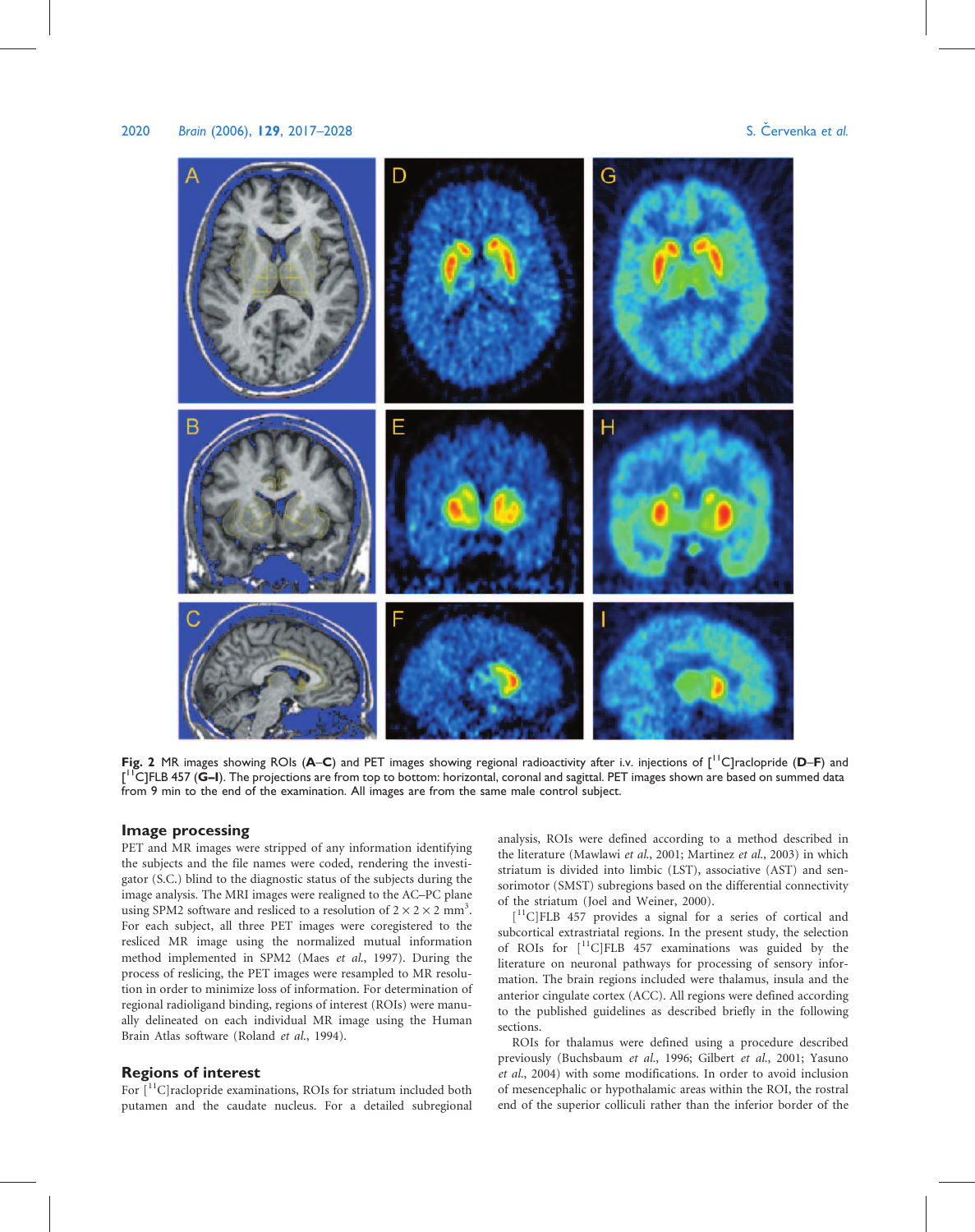Fig. 2 MR images showing ROIs (**A**–**C**) and PET images showing regional radioactivity after i.v. injections of [$^{11}$C]raclopride (**D**–**F**) and [$^{11}$C]FLB 457 (**G–I**). The projections are from top to bottom: horizontal, coronal and sagittal. PET images shown are based on summed data from 9 min to the end of the examination. All images are from the same male control subject.

## Image processing

PET and MR images were stripped of any information identifying the subjects and the file names were coded, rendering the investigator (S.C.) blind to the diagnostic status of the subjects during the image analysis. The MRI images were realigned to the AC–PC plane using SPM2 software and resliced to a resolution of $2 \times 2 \times 2$ mm$^3$. For each subject, all three PET images were coregistered to the resliced MR image using the normalized mutual information method implemented in SPM2 (Maes *et al.*, 1997). During the process of reslicing, the PET images were resampled to MR resolution in order to minimize loss of information. For determination of regional radioligand binding, regions of interest (ROIs) were manually delineated on each individual MR image using the Human Brain Atlas software (Roland *et al.*, 1994).

## Regions of interest

For [$^{11}$C]raclopride examinations, ROIs for striatum included both putamen and the caudate nucleus. For a detailed subregional analysis, ROIs were defined according to a method described in the literature (Mawlawi *et al.*, 2001; Martinez *et al.*, 2003) in which striatum is divided into limbic (LST), associative (AST) and sensorimotor (SMST) subregions based on the differential connectivity of the striatum (Joel and Weiner, 2000).

[$^{11}$C]FLB 457 provides a signal for a series of cortical and subcortical extrastriatal regions. In the present study, the selection of ROIs for [$^{11}$C]FLB 457 examinations was guided by the literature on neuronal pathways for processing of sensory information. The brain regions included were thalamus, insula and the anterior cingulate cortex (ACC). All regions were defined according to the published guidelines as described briefly in the following sections.

ROIs for thalamus were defined using a procedure described previously (Buchsbaum *et al.*, 1996; Gilbert *et al.*, 2001; Yasuno *et al.*, 2004) with some modifications. In order to avoid inclusion of mesencephalic or hypothalamic areas within the ROI, the rostral end of the superior colliculi rather than the inferior border of the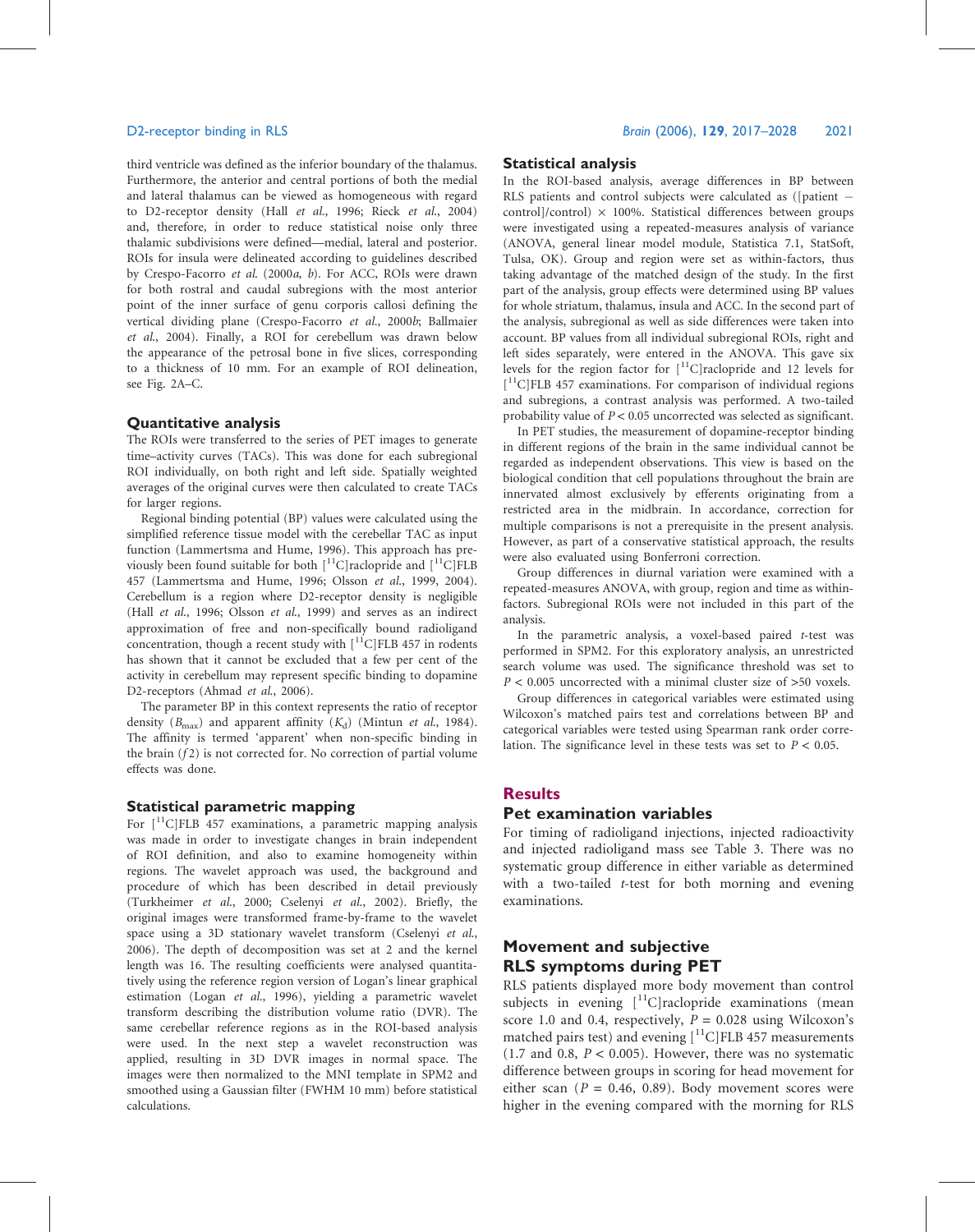third ventricle was defined as the inferior boundary of the thalamus. Furthermore, the anterior and central portions of both the medial and lateral thalamus can be viewed as homogeneous with regard to D2-receptor density (Hall *et al.*, 1996; Rieck *et al.*, 2004) and, therefore, in order to reduce statistical noise only three thalamic subdivisions were defined—medial, lateral and posterior. ROIs for insula were delineated according to guidelines described by Crespo-Facorro *et al.* (2000*a*, *b*). For ACC, ROIs were drawn for both rostral and caudal subregions with the most anterior point of the inner surface of genu corporis callosi defining the vertical dividing plane (Crespo-Facorro *et al.*, 2000*b*; Ballmaier *et al.*, 2004). Finally, a ROI for cerebellum was drawn below the appearance of the petrosal bone in five slices, corresponding to a thickness of 10 mm. For an example of ROI delineation, see Fig. 2A–C.

### Quantitative analysis

The ROIs were transferred to the series of PET images to generate time–activity curves (TACs). This was done for each subregional ROI individually, on both right and left side. Spatially weighted averages of the original curves were then calculated to create TACs for larger regions.

Regional binding potential (BP) values were calculated using the simplified reference tissue model with the cerebellar TAC as input function (Lammertsma and Hume, 1996). This approach has previously been found suitable for both [$^{11}$C]raclopride and [$^{11}$C]FLB 457 (Lammertsma and Hume, 1996; Olsson *et al.*, 1999, 2004). Cerebellum is a region where D2-receptor density is negligible (Hall *et al.*, 1996; Olsson *et al.*, 1999) and serves as an indirect approximation of free and non-specifically bound radioligand concentration, though a recent study with [$^{11}$C]FLB 457 in rodents has shown that it cannot be excluded that a few per cent of the activity in cerebellum may represent specific binding to dopamine D2-receptors (Ahmad *et al.*, 2006).

The parameter BP in this context represents the ratio of receptor density ($B_{max}$) and apparent affinity ($K_d$) (Mintun *et al.*, 1984). The affinity is termed 'apparent' when non-specific binding in the brain ($f2$) is not corrected for. No correction of partial volume effects was done.

### Statistical parametric mapping

For [$^{11}$C]FLB 457 examinations, a parametric mapping analysis was made in order to investigate changes in brain independent of ROI definition, and also to examine homogeneity within regions. The wavelet approach was used, the background and procedure of which has been described in detail previously (Turkheimer *et al.*, 2000; Cselenyi *et al.*, 2002). Briefly, the original images were transformed frame-by-frame to the wavelet space using a 3D stationary wavelet transform (Cselenyi *et al.*, 2006). The depth of decomposition was set at 2 and the kernel length was 16. The resulting coefficients were analysed quantitatively using the reference region version of Logan's linear graphical estimation (Logan *et al.*, 1996), yielding a parametric wavelet transform describing the distribution volume ratio (DVR). The same cerebellar reference regions as in the ROI-based analysis were used. In the next step a wavelet reconstruction was applied, resulting in 3D DVR images in normal space. The images were then normalized to the MNI template in SPM2 and smoothed using a Gaussian filter (FWHM 10 mm) before statistical calculations.

### Statistical analysis

In the ROI-based analysis, average differences in BP between RLS patients and control subjects were calculated as ([patient − control]/control) × 100%. Statistical differences between groups were investigated using a repeated-measures analysis of variance (ANOVA, general linear model module, Statistica 7.1, StatSoft, Tulsa, OK). Group and region were set as within-factors, thus taking advantage of the matched design of the study. In the first part of the analysis, group effects were determined using BP values for whole striatum, thalamus, insula and ACC. In the second part of the analysis, subregional as well as side differences were taken into account. BP values from all individual subregional ROIs, right and left sides separately, were entered in the ANOVA. This gave six levels for the region factor for [$^{11}$C]raclopride and 12 levels for [$^{11}$C]FLB 457 examinations. For comparison of individual regions and subregions, a contrast analysis was performed. A two-tailed probability value of $P < 0.05$ uncorrected was selected as significant.

In PET studies, the measurement of dopamine-receptor binding in different regions of the brain in the same individual cannot be regarded as independent observations. This view is based on the biological condition that cell populations throughout the brain are innervated almost exclusively by efferents originating from a restricted area in the midbrain. In accordance, correction for multiple comparisons is not a prerequisite in the present analysis. However, as part of a conservative statistical approach, the results were also evaluated using Bonferroni correction.

Group differences in diurnal variation were examined with a repeated-measures ANOVA, with group, region and time as within-factors. Subregional ROIs were not included in this part of the analysis.

In the parametric analysis, a voxel-based paired *t*-test was performed in SPM2. For this exploratory analysis, an unrestricted search volume was used. The significance threshold was set to $P < 0.005$ uncorrected with a minimal cluster size of >50 voxels.

Group differences in categorical variables were estimated using Wilcoxon's matched pairs test and correlations between BP and categorical variables were tested using Spearman rank order correlation. The significance level in these tests was set to $P < 0.05$.

## Results

### Pet examination variables

For timing of radioligand injections, injected radioactivity and injected radioligand mass see Table 3. There was no systematic group difference in either variable as determined with a two-tailed *t*-test for both morning and evening examinations.

### Movement and subjective RLS symptoms during PET

RLS patients displayed more body movement than control subjects in evening [$^{11}$C]raclopride examinations (mean score 1.0 and 0.4, respectively, $P = 0.028$ using Wilcoxon's matched pairs test) and evening [$^{11}$C]FLB 457 measurements (1.7 and 0.8, $P < 0.005$). However, there was no systematic difference between groups in scoring for head movement for either scan ($P = 0.46$, 0.89). Body movement scores were higher in the evening compared with the morning for RLS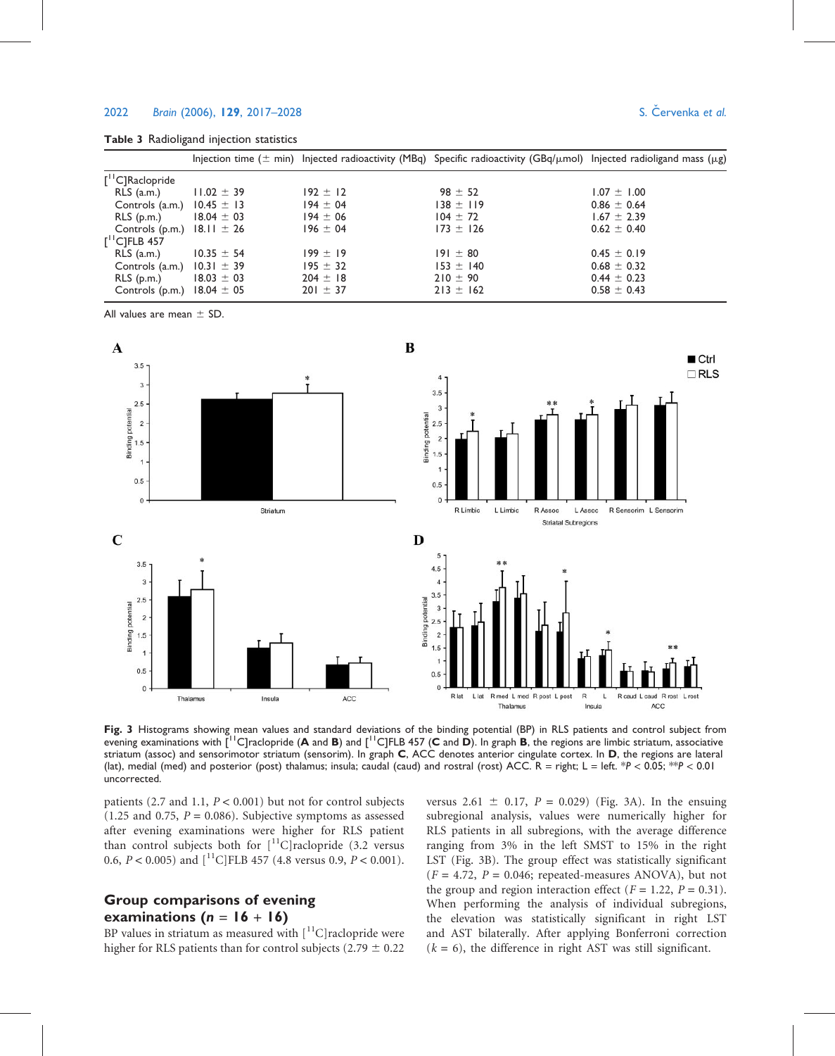**Table 3** Radioligand injection statistics

| | Injection time (± min) | Injected radioactivity (MBq) | Specific radioactivity (GBq/μmol) | Injected radioligand mass (μg) |
|---|---|---|---|---|
| [¹¹C]Raclopride | | | | |
| RLS (a.m.) | 11.02 ± 39 | 192 ± 12 | 98 ± 52 | 1.07 ± 1.00 |
| Controls (a.m.) | 10.45 ± 13 | 194 ± 04 | 138 ± 119 | 0.86 ± 0.64 |
| RLS (p.m.) | 18.04 ± 03 | 194 ± 06 | 104 ± 72 | 1.67 ± 2.39 |
| Controls (p.m.) | 18.11 ± 26 | 196 ± 04 | 173 ± 126 | 0.62 ± 0.40 |
| [¹¹C]FLB 457 | | | | |
| RLS (a.m.) | 10.35 ± 54 | 199 ± 19 | 191 ± 80 | 0.45 ± 0.19 |
| Controls (a.m.) | 10.31 ± 39 | 195 ± 32 | 153 ± 140 | 0.68 ± 0.32 |
| RLS (p.m.) | 18.03 ± 03 | 204 ± 18 | 210 ± 90 | 0.44 ± 0.23 |
| Controls (p.m.) | 18.04 ± 05 | 201 ± 37 | 213 ± 162 | 0.58 ± 0.43 |

All values are mean ± SD.

A
Binding potential
Striatum

B
■ Ctrl
□ RLS
Binding potential
R Limbic L Limbic R Assoc L Assoc R Sensorim L Sensorim
Striatal Subregions

C
Binding potential
Thalamus Insula ACC

D
Binding potential
R lat L lat R med L med R post L post R L R caud L caud R rost L rost
Thalamus Insula ACC

**Fig. 3** Histograms showing mean values and standard deviations of the binding potential (BP) in RLS patients and control subject from evening examinations with [¹¹C]raclopride (**A** and **B**) and [¹¹C]FLB 457 (**C** and **D**). In graph **B**, the regions are limbic striatum, associative striatum (assoc) and sensorimotor striatum (sensorim). In graph **C**, ACC denotes anterior cingulate cortex. In **D**, the regions are lateral (lat), medial (med) and posterior (post) thalamus; insula; caudal (caud) and rostral (rost) ACC. R = right; L = left. *$P < 0.05$; **$P < 0.01$ uncorrected.

patients (2.7 and 1.1, $P < 0.001$) but not for control subjects (1.25 and 0.75, $P = 0.086$). Subjective symptoms as assessed after evening examinations were higher for RLS patient than control subjects both for [¹¹C]raclopride (3.2 versus 0.6, $P < 0.005$) and [¹¹C]FLB 457 (4.8 versus 0.9, $P < 0.001$).

## Group comparisons of evening examinations ($n$ = 16 + 16)

BP values in striatum as measured with [¹¹C]raclopride were higher for RLS patients than for control subjects (2.79 ± 0.22 versus 2.61 ± 0.17, $P = 0.029$) (Fig. 3A). In the ensuing subregional analysis, values were numerically higher for RLS patients in all subregions, with the average difference ranging from 3% in the left SMST to 15% in the right LST (Fig. 3B). The group effect was statistically significant ($F = 4.72$, $P = 0.046$; repeated-measures ANOVA), but not the group and region interaction effect ($F = 1.22$, $P = 0.31$). When performing the analysis of individual subregions, the elevation was statistically significant in right LST and AST bilaterally. After applying Bonferroni correction ($k = 6$), the difference in right AST was still significant.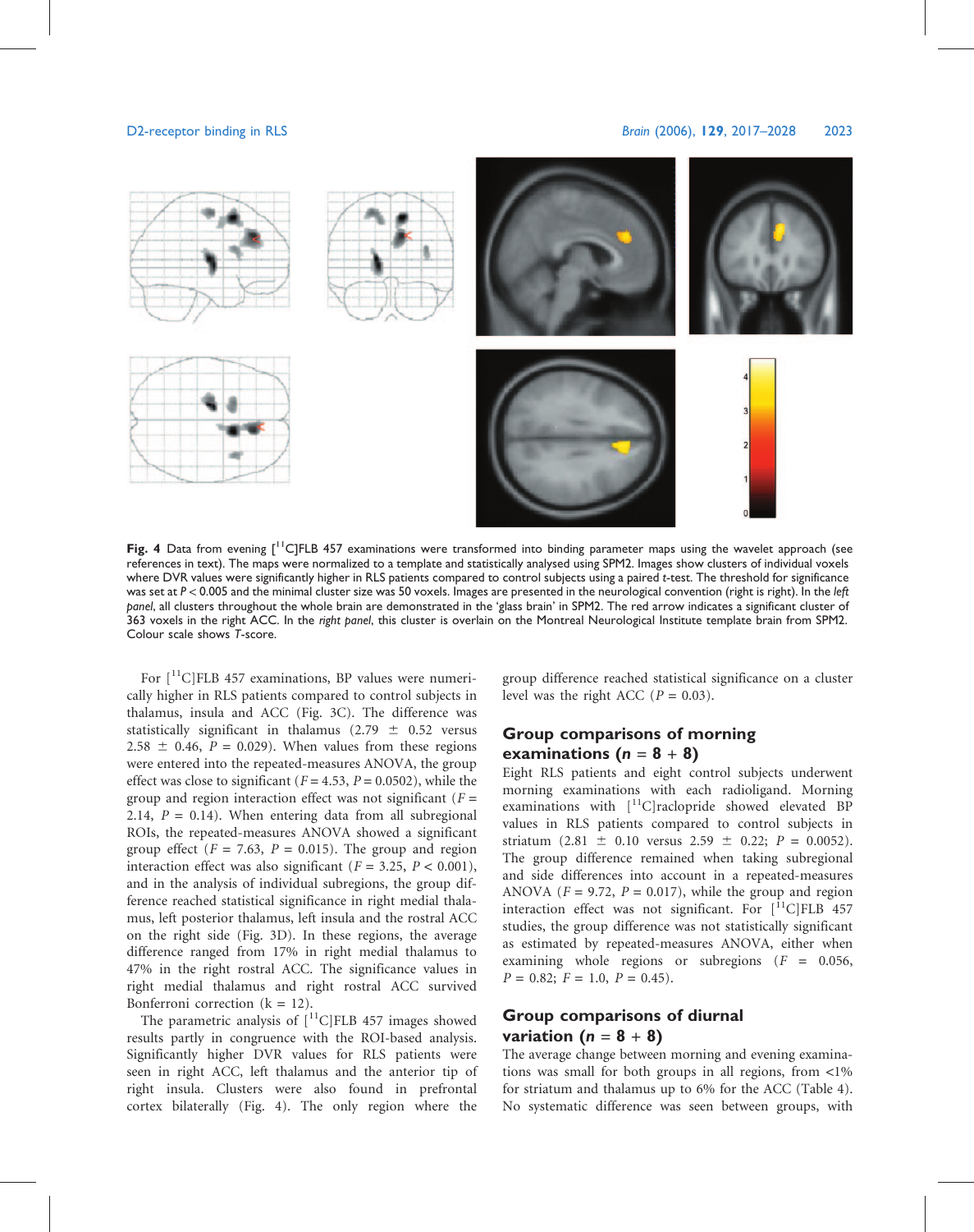Fig. 4 Data from evening [$^{11}$C]FLB 457 examinations were transformed into binding parameter maps using the wavelet approach (see references in text). The maps were normalized to a template and statistically analysed using SPM2. Images show clusters of individual voxels where DVR values were significantly higher in RLS patients compared to control subjects using a paired *t*-test. The threshold for significance was set at $P < 0.005$ and the minimal cluster size was 50 voxels. Images are presented in the neurological convention (right is right). In the *left panel*, all clusters throughout the whole brain are demonstrated in the 'glass brain' in SPM2. The red arrow indicates a significant cluster of 363 voxels in the right ACC. In the *right panel*, this cluster is overlain on the Montreal Neurological Institute template brain from SPM2. Colour scale shows *T*-score.

For [$^{11}$C]FLB 457 examinations, BP values were numerically higher in RLS patients compared to control subjects in thalamus, insula and ACC (Fig. 3C). The difference was statistically significant in thalamus (2.79 ± 0.52 versus 2.58 ± 0.46, $P = 0.029$). When values from these regions were entered into the repeated-measures ANOVA, the group effect was close to significant ($F = 4.53$, $P = 0.0502$), while the group and region interaction effect was not significant ($F = 2.14$, $P = 0.14$). When entering data from all subregional ROIs, the repeated-measures ANOVA showed a significant group effect ($F = 7.63$, $P = 0.015$). The group and region interaction effect was also significant ($F = 3.25$, $P < 0.001$), and in the analysis of individual subregions, the group difference reached statistical significance in right medial thalamus, left posterior thalamus, left insula and the rostral ACC on the right side (Fig. 3D). In these regions, the average difference ranged from 17% in right medial thalamus to 47% in the right rostral ACC. The significance values in right medial thalamus and right rostral ACC survived Bonferroni correction (k = 12).

The parametric analysis of [$^{11}$C]FLB 457 images showed results partly in congruence with the ROI-based analysis. Significantly higher DVR values for RLS patients were seen in right ACC, left thalamus and the anterior tip of right insula. Clusters were also found in prefrontal cortex bilaterally (Fig. 4). The only region where the group difference reached statistical significance on a cluster level was the right ACC ($P = 0.03$).

## Group comparisons of morning examinations ($n$ = 8 + 8)

Eight RLS patients and eight control subjects underwent morning examinations with each radioligand. Morning examinations with [$^{11}$C]raclopride showed elevated BP values in RLS patients compared to control subjects in striatum (2.81 ± 0.10 versus 2.59 ± 0.22; $P = 0.0052$). The group difference remained when taking subregional and side differences into account in a repeated-measures ANOVA ($F = 9.72$, $P = 0.017$), while the group and region interaction effect was not significant. For [$^{11}$C]FLB 457 studies, the group difference was not statistically significant as estimated by repeated-measures ANOVA, either when examining whole regions or subregions ($F = 0.056$, $P = 0.82$; $F = 1.0$, $P = 0.45$).

## Group comparisons of diurnal variation ($n$ = 8 + 8)

The average change between morning and evening examinations was small for both groups in all regions, from <1% for striatum and thalamus up to 6% for the ACC (Table 4). No systematic difference was seen between groups, with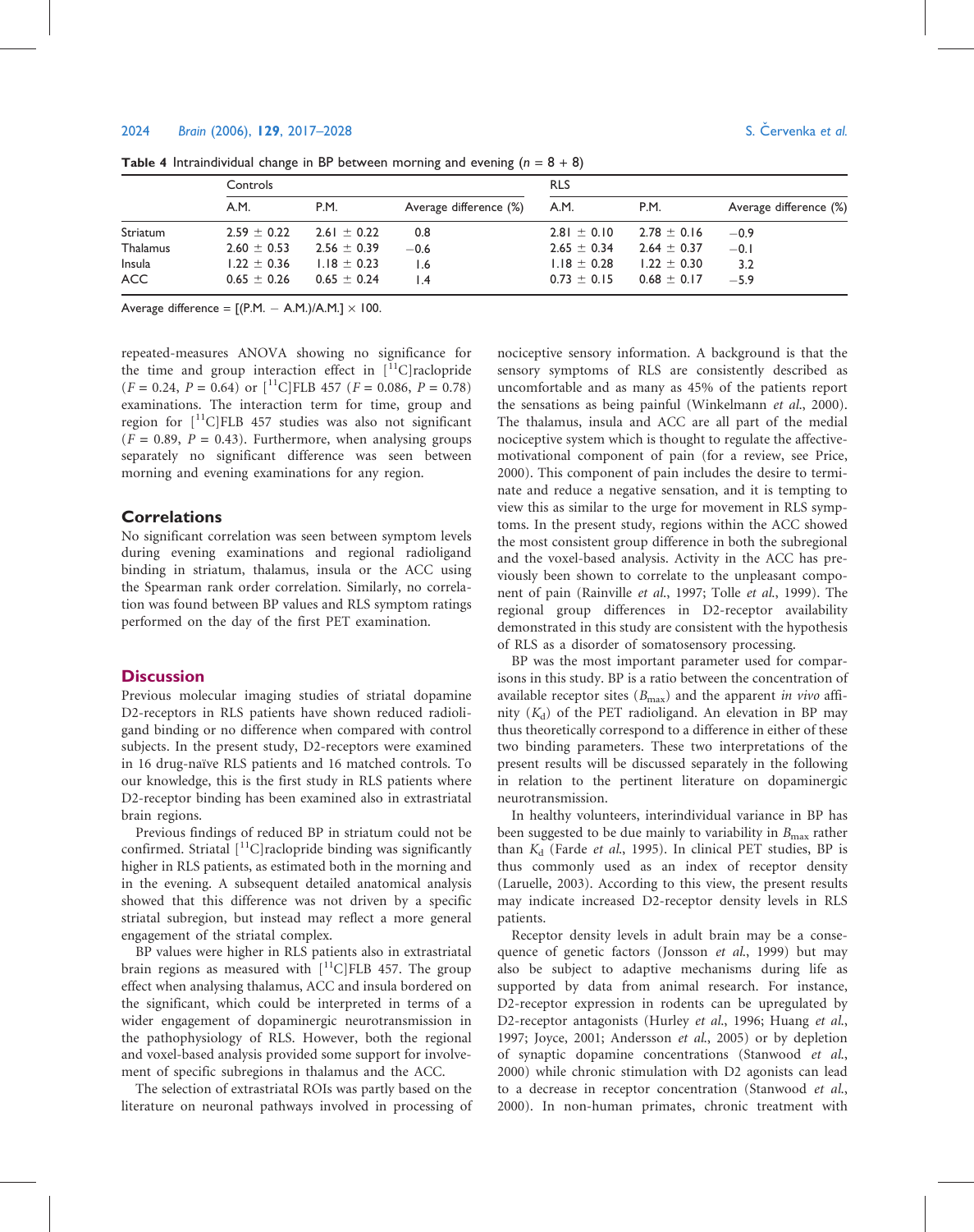**Table 4** Intraindividual change in BP between morning and evening ($n$ = 8 + 8)

| | Controls | | | RLS | | |
|---|---|---|---|---|---|---|
| | A.M. | P.M. | Average difference (%) | A.M. | P.M. | Average difference (%) |
| Striatum | 2.59 ± 0.22 | 2.61 ± 0.22 | 0.8 | 2.81 ± 0.10 | 2.78 ± 0.16 | −0.9 |
| Thalamus | 2.60 ± 0.53 | 2.56 ± 0.39 | −0.6 | 2.65 ± 0.34 | 2.64 ± 0.37 | −0.1 |
| Insula | 1.22 ± 0.36 | 1.18 ± 0.23 | 1.6 | 1.18 ± 0.28 | 1.22 ± 0.30 | 3.2 |
| ACC | 0.65 ± 0.26 | 0.65 ± 0.24 | 1.4 | 0.73 ± 0.15 | 0.68 ± 0.17 | −5.9 |

Average difference = [(P.M. − A.M.)/A.M.] × 100.

repeated-measures ANOVA showing no significance for the time and group interaction effect in [[11]C]raclopride ($F$ = 0.24, $P$ = 0.64) or [[11]C]FLB 457 ($F$ = 0.086, $P$ = 0.78) examinations. The interaction term for time, group and region for [[11]C]FLB 457 studies was also not significant ($F$ = 0.89, $P$ = 0.43). Furthermore, when analysing groups separately no significant difference was seen between morning and evening examinations for any region.

## Correlations

No significant correlation was seen between symptom levels during evening examinations and regional radioligand binding in striatum, thalamus, insula or the ACC using the Spearman rank order correlation. Similarly, no correlation was found between BP values and RLS symptom ratings performed on the day of the first PET examination.

## Discussion

Previous molecular imaging studies of striatal dopamine D2-receptors in RLS patients have shown reduced radioligand binding or no difference when compared with control subjects. In the present study, D2-receptors were examined in 16 drug-naïve RLS patients and 16 matched controls. To our knowledge, this is the first study in RLS patients where D2-receptor binding has been examined also in extrastriatal brain regions.

Previous findings of reduced BP in striatum could not be confirmed. Striatal [[11]C]raclopride binding was significantly higher in RLS patients, as estimated both in the morning and in the evening. A subsequent detailed anatomical analysis showed that this difference was not driven by a specific striatal subregion, but instead may reflect a more general engagement of the striatal complex.

BP values were higher in RLS patients also in extrastriatal brain regions as measured with [[11]C]FLB 457. The group effect when analysing thalamus, ACC and insula bordered on the significant, which could be interpreted in terms of a wider engagement of dopaminergic neurotransmission in the pathophysiology of RLS. However, both the regional and voxel-based analysis provided some support for involvement of specific subregions in thalamus and the ACC.

The selection of extrastriatal ROIs was partly based on the literature on neuronal pathways involved in processing of nociceptive sensory information. A background is that the sensory symptoms of RLS are consistently described as uncomfortable and as many as 45% of the patients report the sensations as being painful (Winkelmann *et al.*, 2000). The thalamus, insula and ACC are all part of the medial nociceptive system which is thought to regulate the affective-motivational component of pain (for a review, see Price, 2000). This component of pain includes the desire to terminate and reduce a negative sensation, and it is tempting to view this as similar to the urge for movement in RLS symptoms. In the present study, regions within the ACC showed the most consistent group difference in both the subregional and the voxel-based analysis. Activity in the ACC has previously been shown to correlate to the unpleasant component of pain (Rainville *et al.*, 1997; Tolle *et al.*, 1999). The regional group differences in D2-receptor availability demonstrated in this study are consistent with the hypothesis of RLS as a disorder of somatosensory processing.

BP was the most important parameter used for comparisons in this study. BP is a ratio between the concentration of available receptor sites ($B_{max}$) and the apparent *in vivo* affinity ($K_d$) of the PET radioligand. An elevation in BP may thus theoretically correspond to a difference in either of these two binding parameters. These two interpretations of the present results will be discussed separately in the following in relation to the pertinent literature on dopaminergic neurotransmission.

In healthy volunteers, interindividual variance in BP has been suggested to be due mainly to variability in $B_{max}$ rather than $K_d$ (Farde *et al.*, 1995). In clinical PET studies, BP is thus commonly used as an index of receptor density (Laruelle, 2003). According to this view, the present results may indicate increased D2-receptor density levels in RLS patients.

Receptor density levels in adult brain may be a consequence of genetic factors (Jonsson *et al.*, 1999) but may also be subject to adaptive mechanisms during life as supported by data from animal research. For instance, D2-receptor expression in rodents can be upregulated by D2-receptor antagonists (Hurley *et al.*, 1996; Huang *et al.*, 1997; Joyce, 2001; Andersson *et al.*, 2005) or by depletion of synaptic dopamine concentrations (Stanwood *et al.*, 2000) while chronic stimulation with D2 agonists can lead to a decrease in receptor concentration (Stanwood *et al.*, 2000). In non-human primates, chronic treatment with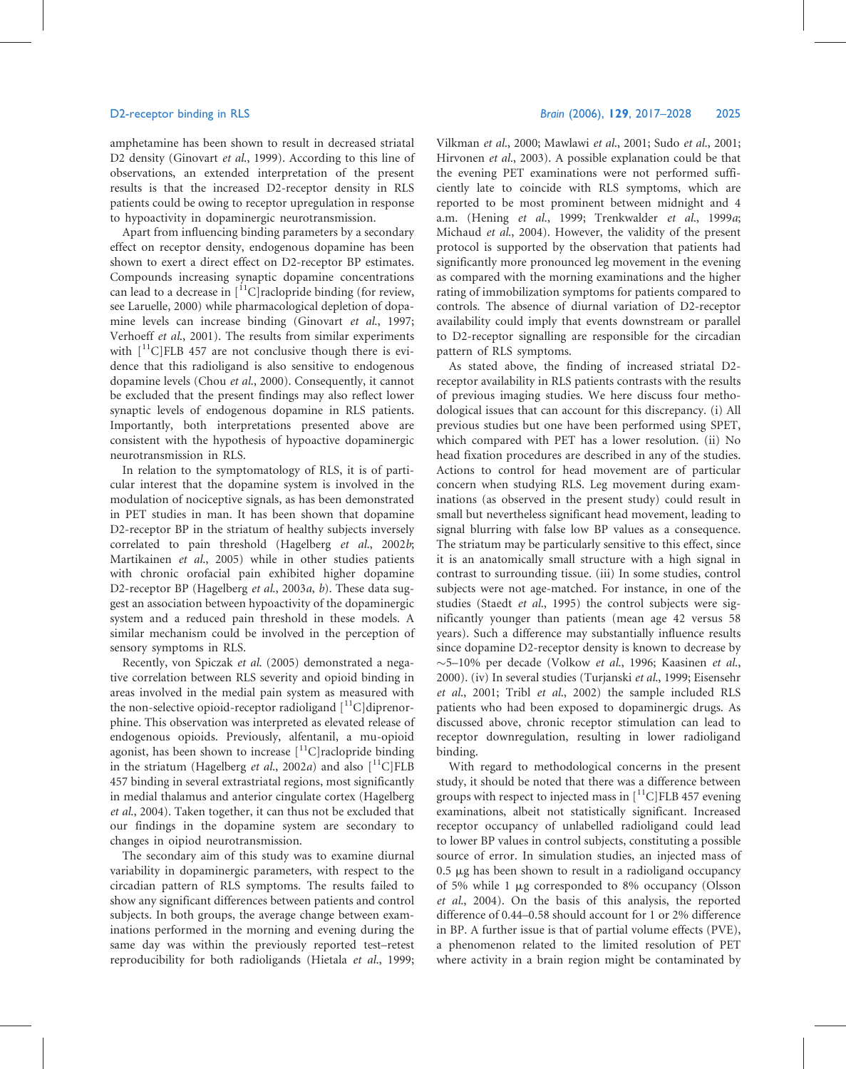amphetamine has been shown to result in decreased striatal D2 density (Ginovart *et al.*, 1999). According to this line of observations, an extended interpretation of the present results is that the increased D2-receptor density in RLS patients could be owing to receptor upregulation in response to hypoactivity in dopaminergic neurotransmission.

Apart from influencing binding parameters by a secondary effect on receptor density, endogenous dopamine has been shown to exert a direct effect on D2-receptor BP estimates. Compounds increasing synaptic dopamine concentrations can lead to a decrease in [$^{11}$C]raclopride binding (for review, see Laruelle, 2000) while pharmacological depletion of dopamine levels can increase binding (Ginovart *et al.*, 1997; Verhoeff *et al.*, 2001). The results from similar experiments with [$^{11}$C]FLB 457 are not conclusive though there is evidence that this radioligand is also sensitive to endogenous dopamine levels (Chou *et al.*, 2000). Consequently, it cannot be excluded that the present findings may also reflect lower synaptic levels of endogenous dopamine in RLS patients. Importantly, both interpretations presented above are consistent with the hypothesis of hypoactive dopaminergic neurotransmission in RLS.

In relation to the symptomatology of RLS, it is of particular interest that the dopamine system is involved in the modulation of nociceptive signals, as has been demonstrated in PET studies in man. It has been shown that dopamine D2-receptor BP in the striatum of healthy subjects inversely correlated to pain threshold (Hagelberg *et al.*, 2002*b*; Martikainen *et al.*, 2005) while in other studies patients with chronic orofacial pain exhibited higher dopamine D2-receptor BP (Hagelberg *et al.*, 2003*a*, *b*). These data suggest an association between hypoactivity of the dopaminergic system and a reduced pain threshold in these models. A similar mechanism could be involved in the perception of sensory symptoms in RLS.

Recently, von Spiczak *et al.* (2005) demonstrated a negative correlation between RLS severity and opioid binding in areas involved in the medial pain system as measured with the non-selective opioid-receptor radioligand [$^{11}$C]diprenorphine. This observation was interpreted as elevated release of endogenous opioids. Previously, alfentanil, a mu-opioid agonist, has been shown to increase [$^{11}$C]raclopride binding in the striatum (Hagelberg *et al.*, 2002*a*) and also [$^{11}$C]FLB 457 binding in several extrastriatal regions, most significantly in medial thalamus and anterior cingulate cortex (Hagelberg *et al.*, 2004). Taken together, it can thus not be excluded that our findings in the dopamine system are secondary to changes in oipiod neurotransmission.

The secondary aim of this study was to examine diurnal variability in dopaminergic parameters, with respect to the circadian pattern of RLS symptoms. The results failed to show any significant differences between patients and control subjects. In both groups, the average change between examinations performed in the morning and evening during the same day was within the previously reported test–retest reproducibility for both radioligands (Hietala *et al.*, 1999; Vilkman *et al.*, 2000; Mawlawi *et al.*, 2001; Sudo *et al.*, 2001; Hirvonen *et al.*, 2003). A possible explanation could be that the evening PET examinations were not performed sufficiently late to coincide with RLS symptoms, which are reported to be most prominent between midnight and 4 a.m. (Hening *et al.*, 1999; Trenkwalder *et al.*, 1999*a*; Michaud *et al.*, 2004). However, the validity of the present protocol is supported by the observation that patients had significantly more pronounced leg movement in the evening as compared with the morning examinations and the higher rating of immobilization symptoms for patients compared to controls. The absence of diurnal variation of D2-receptor availability could imply that events downstream or parallel to D2-receptor signalling are responsible for the circadian pattern of RLS symptoms.

As stated above, the finding of increased striatal D2-receptor availability in RLS patients contrasts with the results of previous imaging studies. We here discuss four methodological issues that can account for this discrepancy. (i) All previous studies but one have been performed using SPET, which compared with PET has a lower resolution. (ii) No head fixation procedures are described in any of the studies. Actions to control for head movement are of particular concern when studying RLS. Leg movement during examinations (as observed in the present study) could result in small but nevertheless significant head movement, leading to signal blurring with false low BP values as a consequence. The striatum may be particularly sensitive to this effect, since it is an anatomically small structure with a high signal in contrast to surrounding tissue. (iii) In some studies, control subjects were not age-matched. For instance, in one of the studies (Staedt *et al.*, 1995) the control subjects were significantly younger than patients (mean age 42 versus 58 years). Such a difference may substantially influence results since dopamine D2-receptor density is known to decrease by ~5–10% per decade (Volkow *et al.*, 1996; Kaasinen *et al.*, 2000). (iv) In several studies (Turjanski *et al.*, 1999; Eisensehr *et al.*, 2001; Tribl *et al.*, 2002) the sample included RLS patients who had been exposed to dopaminergic drugs. As discussed above, chronic receptor stimulation can lead to receptor downregulation, resulting in lower radioligand binding.

With regard to methodological concerns in the present study, it should be noted that there was a difference between groups with respect to injected mass in [$^{11}$C]FLB 457 evening examinations, albeit not statistically significant. Increased receptor occupancy of unlabelled radioligand could lead to lower BP values in control subjects, constituting a possible source of error. In simulation studies, an injected mass of 0.5 µg has been shown to result in a radioligand occupancy of 5% while 1 µg corresponded to 8% occupancy (Olsson *et al.*, 2004). On the basis of this analysis, the reported difference of 0.44–0.58 should account for 1 or 2% difference in BP. A further issue is that of partial volume effects (PVE), a phenomenon related to the limited resolution of PET where activity in a brain region might be contaminated by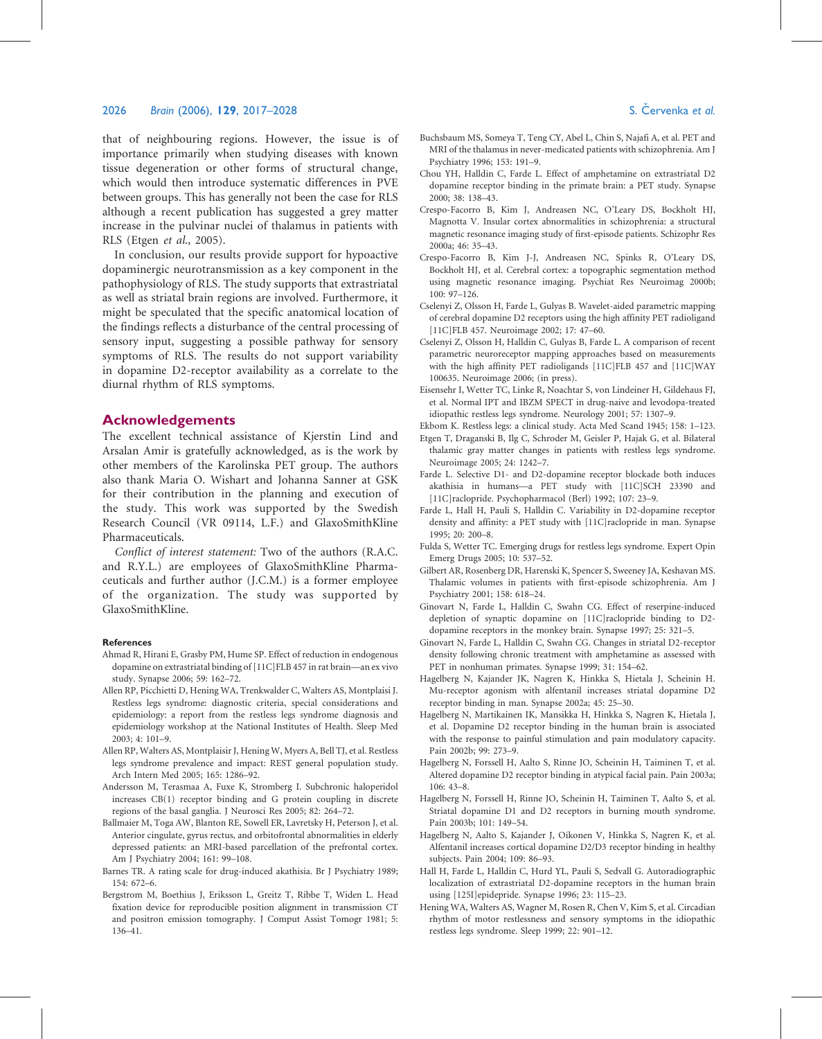that of neighbouring regions. However, the issue is of importance primarily when studying diseases with known tissue degeneration or other forms of structural change, which would then introduce systematic differences in PVE between groups. This has generally not been the case for RLS although a recent publication has suggested a grey matter increase in the pulvinar nuclei of thalamus in patients with RLS (Etgen *et al.*, 2005).

In conclusion, our results provide support for hypoactive dopaminergic neurotransmission as a key component in the pathophysiology of RLS. The study supports that extrastriatal as well as striatal brain regions are involved. Furthermore, it might be speculated that the specific anatomical location of the findings reflects a disturbance of the central processing of sensory input, suggesting a possible pathway for sensory symptoms of RLS. The results do not support variability in dopamine D2-receptor availability as a correlate to the diurnal rhythm of RLS symptoms.

## Acknowledgements

The excellent technical assistance of Kjerstin Lind and Arsalan Amir is gratefully acknowledged, as is the work by other members of the Karolinska PET group. The authors also thank Maria O. Wishart and Johanna Sanner at GSK for their contribution in the planning and execution of the study. This work was supported by the Swedish Research Council (VR 09114, L.F.) and GlaxoSmithKline Pharmaceuticals.

*Conflict of interest statement:* Two of the authors (R.A.C. and R.Y.L.) are employees of GlaxoSmithKline Pharmaceuticals and further author (J.C.M.) is a former employee of the organization. The study was supported by GlaxoSmithKline.

### References

Ahmad R, Hirani E, Grasby PM, Hume SP. Effect of reduction in endogenous dopamine on extrastriatal binding of [11C]FLB 457 in rat brain—an ex vivo study. Synapse 2006; 59: 162–72.

Allen RP, Picchietti D, Hening WA, Trenkwalder C, Walters AS, Montplaisi J. Restless legs syndrome: diagnostic criteria, special considerations and epidemiology: a report from the restless legs syndrome diagnosis and epidemiology workshop at the National Institutes of Health. Sleep Med 2003; 4: 101–9.

Allen RP, Walters AS, Montplaisir J, Hening W, Myers A, Bell TJ, et al. Restless legs syndrome prevalence and impact: REST general population study. Arch Intern Med 2005; 165: 1286–92.

Andersson M, Terasmaa A, Fuxe K, Stromberg I. Subchronic haloperidol increases CB(1) receptor binding and G protein coupling in discrete regions of the basal ganglia. J Neurosci Res 2005; 82: 264–72.

Ballmaier M, Toga AW, Blanton RE, Sowell ER, Lavretsky H, Peterson J, et al. Anterior cingulate, gyrus rectus, and orbitofrontal abnormalities in elderly depressed patients: an MRI-based parcellation of the prefrontal cortex. Am J Psychiatry 2004; 161: 99–108.

Barnes TR. A rating scale for drug-induced akathisia. Br J Psychiatry 1989; 154: 672–6.

Bergstrom M, Boethius J, Eriksson L, Greitz T, Ribbe T, Widen L. Head fixation device for reproducible position alignment in transmission CT and positron emission tomography. J Comput Assist Tomogr 1981; 5: 136–41.

Buchsbaum MS, Someya T, Teng CY, Abel L, Chin S, Najafi A, et al. PET and MRI of the thalamus in never-medicated patients with schizophrenia. Am J Psychiatry 1996; 153: 191–9.

Chou YH, Halldin C, Farde L. Effect of amphetamine on extrastriatal D2 dopamine receptor binding in the primate brain: a PET study. Synapse 2000; 38: 138–43.

Crespo-Facorro B, Kim J, Andreasen NC, O'Leary DS, Bockholt HJ, Magnotta V. Insular cortex abnormalities in schizophrenia: a structural magnetic resonance imaging study of first-episode patients. Schizophr Res 2000a; 46: 35–43.

Crespo-Facorro B, Kim J-J, Andreasen NC, Spinks R, O'Leary DS, Bockholt HJ, et al. Cerebral cortex: a topographic segmentation method using magnetic resonance imaging. Psychiat Res Neuroimag 2000b; 100: 97–126.

Cselenyi Z, Olsson H, Farde L, Gulyas B. Wavelet-aided parametric mapping of cerebral dopamine D2 receptors using the high affinity PET radioligand [11C]FLB 457. Neuroimage 2002; 17: 47–60.

Cselenyi Z, Olsson H, Halldin C, Gulyas B, Farde L. A comparison of recent parametric neuroreceptor mapping approaches based on measurements with the high affinity PET radioligands [11C]FLB 457 and [11C]WAY 100635. Neuroimage 2006; (in press).

Eisensehr I, Wetter TC, Linke R, Noachtar S, von Lindeiner H, Gildehaus FJ, et al. Normal IPT and IBZM SPECT in drug-naive and levodopa-treated idiopathic restless legs syndrome. Neurology 2001; 57: 1307–9.

Ekbom K. Restless legs: a clinical study. Acta Med Scand 1945; 158: 1–123.

Etgen T, Draganski B, Ilg C, Schroder M, Geisler P, Hajak G, et al. Bilateral thalamic gray matter changes in patients with restless legs syndrome. Neuroimage 2005; 24: 1242–7.

Farde L. Selective D1- and D2-dopamine receptor blockade both induces akathisia in humans—a PET study with [11C]SCH 23390 and [11C]raclopride. Psychopharmacol (Berl) 1992; 107: 23–9.

Farde L, Hall H, Pauli S, Halldin C. Variability in D2-dopamine receptor density and affinity: a PET study with [11C]raclopride in man. Synapse 1995; 20: 200–8.

Fulda S, Wetter TC. Emerging drugs for restless legs syndrome. Expert Opin Emerg Drugs 2005; 10: 537–52.

Gilbert AR, Rosenberg DR, Harenski K, Spencer S, Sweeney JA, Keshavan MS. Thalamic volumes in patients with first-episode schizophrenia. Am J Psychiatry 2001; 158: 618–24.

Ginovart N, Farde L, Halldin C, Swahn CG. Effect of reserpine-induced depletion of synaptic dopamine on [11C]raclopride binding to D2-dopamine receptors in the monkey brain. Synapse 1997; 25: 321–5.

Ginovart N, Farde L, Halldin C, Swahn CG. Changes in striatal D2-receptor density following chronic treatment with amphetamine as assessed with PET in nonhuman primates. Synapse 1999; 31: 154–62.

Hagelberg N, Kajander JK, Nagren K, Hinkka S, Hietala J, Scheinin H. Mu-receptor agonism with alfentanil increases striatal dopamine D2 receptor binding in man. Synapse 2002a; 45: 25–30.

Hagelberg N, Martikainen IK, Mansikka H, Hinkka S, Nagren K, Hietala J, et al. Dopamine D2 receptor binding in the human brain is associated with the response to painful stimulation and pain modulatory capacity. Pain 2002b; 99: 273–9.

Hagelberg N, Forssell H, Aalto S, Rinne JO, Scheinin H, Taiminen T, et al. Altered dopamine D2 receptor binding in atypical facial pain. Pain 2003a; 106: 43–8.

Hagelberg N, Forssell H, Rinne JO, Scheinin H, Taiminen T, Aalto S, et al. Striatal dopamine D1 and D2 receptors in burning mouth syndrome. Pain 2003b; 101: 149–54.

Hagelberg N, Aalto S, Kajander J, Oikonen V, Hinkka S, Nagren K, et al. Alfentanil increases cortical dopamine D2/D3 receptor binding in healthy subjects. Pain 2004; 109: 86–93.

Hall H, Farde L, Halldin C, Hurd YL, Pauli S, Sedvall G. Autoradiographic localization of extrastriatal D2-dopamine receptors in the human brain using [125I]epidepride. Synapse 1996; 23: 115–23.

Hening WA, Walters AS, Wagner M, Rosen R, Chen V, Kim S, et al. Circadian rhythm of motor restlessness and sensory symptoms in the idiopathic restless legs syndrome. Sleep 1999; 22: 901–12.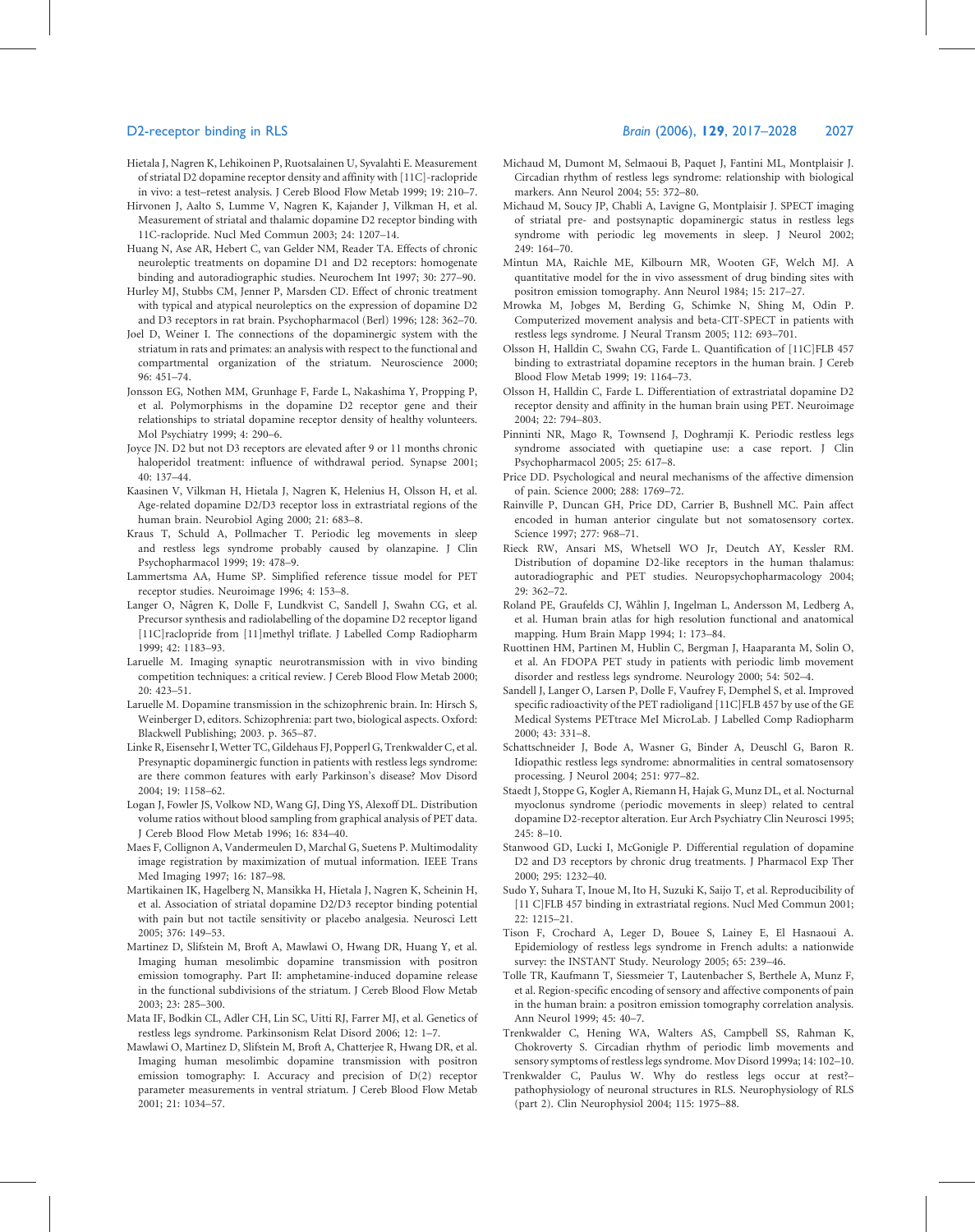Hietala J, Nagren K, Lehikoinen P, Ruotsalainen U, Syvalahti E. Measurement of striatal D2 dopamine receptor density and affinity with [11C]-raclopride in vivo: a test–retest analysis. J Cereb Blood Flow Metab 1999; 19: 210–7.

Hirvonen J, Aalto S, Lumme V, Nagren K, Kajander J, Vilkman H, et al. Measurement of striatal and thalamic dopamine D2 receptor binding with 11C-raclopride. Nucl Med Commun 2003; 24: 1207–14.

Huang N, Ase AR, Hebert C, van Gelder NM, Reader TA. Effects of chronic neuroleptic treatments on dopamine D1 and D2 receptors: homogenate binding and autoradiographic studies. Neurochem Int 1997; 30: 277–90.

Hurley MJ, Stubbs CM, Jenner P, Marsden CD. Effect of chronic treatment with typical and atypical neuroleptics on the expression of dopamine D2 and D3 receptors in rat brain. Psychopharmacol (Berl) 1996; 128: 362–70.

Joel D, Weiner I. The connections of the dopaminergic system with the striatum in rats and primates: an analysis with respect to the functional and compartmental organization of the striatum. Neuroscience 2000; 96: 451–74.

Jonsson EG, Nothen MM, Grunhage F, Farde L, Nakashima Y, Propping P, et al. Polymorphisms in the dopamine D2 receptor gene and their relationships to striatal dopamine receptor density of healthy volunteers. Mol Psychiatry 1999; 4: 290–6.

Joyce JN. D2 but not D3 receptors are elevated after 9 or 11 months chronic haloperidol treatment: influence of withdrawal period. Synapse 2001; 40: 137–44.

Kaasinen V, Vilkman H, Hietala J, Nagren K, Helenius H, Olsson H, et al. Age-related dopamine D2/D3 receptor loss in extrastriatal regions of the human brain. Neurobiol Aging 2000; 21: 683–8.

Kraus T, Schuld A, Pollmacher T. Periodic leg movements in sleep and restless legs syndrome probably caused by olanzapine. J Clin Psychopharmacol 1999; 19: 478–9.

Lammertsma AA, Hume SP. Simplified reference tissue model for PET receptor studies. Neuroimage 1996; 4: 153–8.

Langer O, Någren K, Dolle F, Lundkvist C, Sandell J, Swahn CG, et al. Precursor synthesis and radiolabelling of the dopamine D2 receptor ligand [11C]raclopride from [11]methyl triflate. J Labelled Comp Radiopharm 1999; 42: 1183–93.

Laruelle M. Imaging synaptic neurotransmission with in vivo binding competition techniques: a critical review. J Cereb Blood Flow Metab 2000; 20: 423–51.

Laruelle M. Dopamine transmission in the schizophrenic brain. In: Hirsch S, Weinberger D, editors. Schizophrenia: part two, biological aspects. Oxford: Blackwell Publishing; 2003. p. 365–87.

Linke R, Eisensehr I, Wetter TC, Gildehaus FJ, Popperl G, Trenkwalder C, et al. Presynaptic dopaminergic function in patients with restless legs syndrome: are there common features with early Parkinson's disease? Mov Disord 2004; 19: 1158–62.

Logan J, Fowler JS, Volkow ND, Wang GJ, Ding YS, Alexoff DL. Distribution volume ratios without blood sampling from graphical analysis of PET data. J Cereb Blood Flow Metab 1996; 16: 834–40.

Maes F, Collignon A, Vandermeulen D, Marchal G, Suetens P. Multimodality image registration by maximization of mutual information. IEEE Trans Med Imaging 1997; 16: 187–98.

Martikainen IK, Hagelberg N, Mansikka H, Hietala J, Nagren K, Scheinin H, et al. Association of striatal dopamine D2/D3 receptor binding potential with pain but not tactile sensitivity or placebo analgesia. Neurosci Lett 2005; 376: 149–53.

Martinez D, Slifstein M, Broft A, Mawlawi O, Hwang DR, Huang Y, et al. Imaging human mesolimbic dopamine transmission with positron emission tomography. Part II: amphetamine-induced dopamine release in the functional subdivisions of the striatum. J Cereb Blood Flow Metab 2003; 23: 285–300.

Mata IF, Bodkin CL, Adler CH, Lin SC, Uitti RJ, Farrer MJ, et al. Genetics of restless legs syndrome. Parkinsonism Relat Disord 2006; 12: 1–7.

Mawlawi O, Martinez D, Slifstein M, Broft A, Chatterjee R, Hwang DR, et al. Imaging human mesolimbic dopamine transmission with positron emission tomography: I. Accuracy and precision of D(2) receptor parameter measurements in ventral striatum. J Cereb Blood Flow Metab 2001; 21: 1034–57.

Michaud M, Dumont M, Selmaoui B, Paquet J, Fantini ML, Montplaisir J. Circadian rhythm of restless legs syndrome: relationship with biological markers. Ann Neurol 2004; 55: 372–80.

Michaud M, Soucy JP, Chabli A, Lavigne G, Montplaisir J. SPECT imaging of striatal pre- and postsynaptic dopaminergic status in restless legs syndrome with periodic leg movements in sleep. J Neurol 2002; 249: 164–70.

Mintun MA, Raichle ME, Kilbourn MR, Wooten GF, Welch MJ. A quantitative model for the in vivo assessment of drug binding sites with positron emission tomography. Ann Neurol 1984; 15: 217–27.

Mrowka M, Jobges M, Berding G, Schimke N, Shing M, Odin P. Computerized movement analysis and beta-CIT-SPECT in patients with restless legs syndrome. J Neural Transm 2005; 112: 693–701.

Olsson H, Halldin C, Swahn CG, Farde L. Quantification of [11C]FLB 457 binding to extrastriatal dopamine receptors in the human brain. J Cereb Blood Flow Metab 1999; 19: 1164–73.

Olsson H, Halldin C, Farde L. Differentiation of extrastriatal dopamine D2 receptor density and affinity in the human brain using PET. Neuroimage 2004; 22: 794–803.

Pinninti NR, Mago R, Townsend J, Doghramji K. Periodic restless legs syndrome associated with quetiapine use: a case report. J Clin Psychopharmacol 2005; 25: 617–8.

Price DD. Psychological and neural mechanisms of the affective dimension of pain. Science 2000; 288: 1769–72.

Rainville P, Duncan GH, Price DD, Carrier B, Bushnell MC. Pain affect encoded in human anterior cingulate but not somatosensory cortex. Science 1997; 277: 968–71.

Rieck RW, Ansari MS, Whetsell WO Jr, Deutch AY, Kessler RM. Distribution of dopamine D2-like receptors in the human thalamus: autoradiographic and PET studies. Neuropsychopharmacology 2004; 29: 362–72.

Roland PE, Graufelds CJ, Wåhlin J, Ingelman L, Andersson M, Ledberg A, et al. Human brain atlas for high resolution functional and anatomical mapping. Hum Brain Mapp 1994; 1: 173–84.

Ruottinen HM, Partinen M, Hublin C, Bergman J, Haaparanta M, Solin O, et al. An FDOPA PET study in patients with periodic limb movement disorder and restless legs syndrome. Neurology 2000; 54: 502–4.

Sandell J, Langer O, Larsen P, Dolle F, Vaufrey F, Demphel S, et al. Improved specific radioactivity of the PET radioligand [11C]FLB 457 by use of the GE Medical Systems PETtrace MeI MicroLab. J Labelled Comp Radiopharm 2000; 43: 331–8.

Schattschneider J, Bode A, Wasner G, Binder A, Deuschl G, Baron R. Idiopathic restless legs syndrome: abnormalities in central somatosensory processing. J Neurol 2004; 251: 977–82.

Staedt J, Stoppe G, Kogler A, Riemann H, Hajak G, Munz DL, et al. Nocturnal myoclonus syndrome (periodic movements in sleep) related to central dopamine D2-receptor alteration. Eur Arch Psychiatry Clin Neurosci 1995; 245: 8–10.

Stanwood GD, Lucki I, McGonigle P. Differential regulation of dopamine D2 and D3 receptors by chronic drug treatments. J Pharmacol Exp Ther 2000; 295: 1232–40.

Sudo Y, Suhara T, Inoue M, Ito H, Suzuki K, Saijo T, et al. Reproducibility of [11 C]FLB 457 binding in extrastriatal regions. Nucl Med Commun 2001; 22: 1215–21.

Tison F, Crochard A, Leger D, Bouee S, Lainey E, El Hasnaoui A. Epidemiology of restless legs syndrome in French adults: a nationwide survey: the INSTANT Study. Neurology 2005; 65: 239–46.

Tolle TR, Kaufmann T, Siessmeier T, Lautenbacher S, Berthele A, Munz F, et al. Region-specific encoding of sensory and affective components of pain in the human brain: a positron emission tomography correlation analysis. Ann Neurol 1999; 45: 40–7.

Trenkwalder C, Hening WA, Walters AS, Campbell SS, Rahman K, Chokroverty S. Circadian rhythm of periodic limb movements and sensory symptoms of restless legs syndrome. Mov Disord 1999a; 14: 102–10.

Trenkwalder C, Paulus W. Why do restless legs occur at rest?–pathophysiology of neuronal structures in RLS. Neurophysiology of RLS (part 2). Clin Neurophysiol 2004; 115: 1975–88.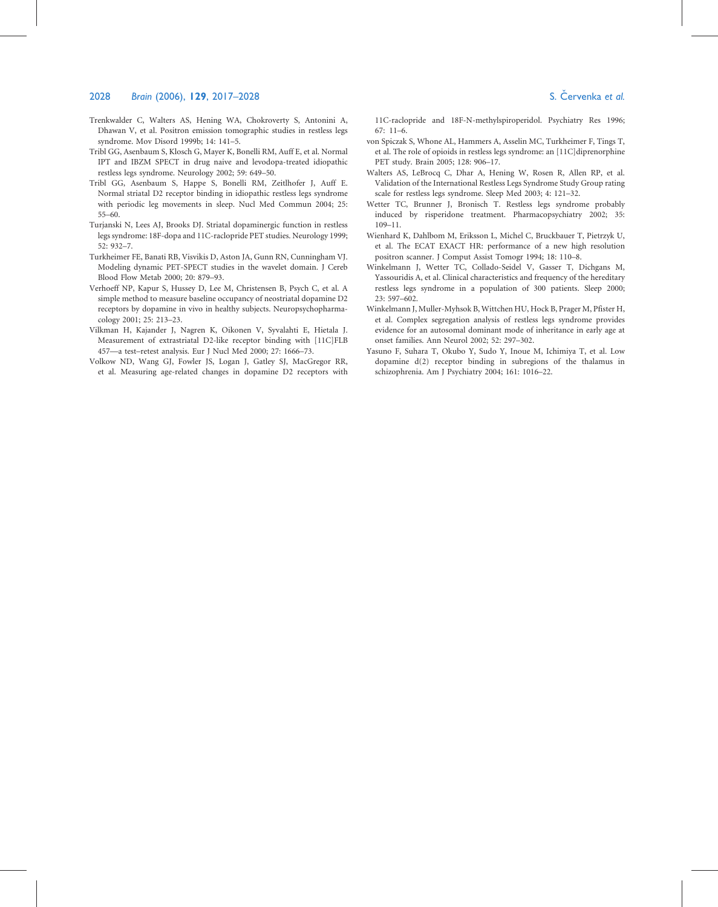Trenkwalder C, Walters AS, Hening WA, Chokroverty S, Antonini A, Dhawan V, et al. Positron emission tomographic studies in restless legs syndrome. Mov Disord 1999b; 14: 141–5.

Tribl GG, Asenbaum S, Klosch G, Mayer K, Bonelli RM, Auff E, et al. Normal IPT and IBZM SPECT in drug naive and levodopa-treated idiopathic restless legs syndrome. Neurology 2002; 59: 649–50.

Tribl GG, Asenbaum S, Happe S, Bonelli RM, Zeitlhofer J, Auff E. Normal striatal D2 receptor binding in idiopathic restless legs syndrome with periodic leg movements in sleep. Nucl Med Commun 2004; 25: 55–60.

Turjanski N, Lees AJ, Brooks DJ. Striatal dopaminergic function in restless legs syndrome: 18F-dopa and 11C-raclopride PET studies. Neurology 1999; 52: 932–7.

Turkheimer FE, Banati RB, Visvikis D, Aston JA, Gunn RN, Cunningham VJ. Modeling dynamic PET-SPECT studies in the wavelet domain. J Cereb Blood Flow Metab 2000; 20: 879–93.

Verhoeff NP, Kapur S, Hussey D, Lee M, Christensen B, Psych C, et al. A simple method to measure baseline occupancy of neostriatal dopamine D2 receptors by dopamine in vivo in healthy subjects. Neuropsychopharmacology 2001; 25: 213–23.

Vilkman H, Kajander J, Nagren K, Oikonen V, Syvalahti E, Hietala J. Measurement of extrastriatal D2-like receptor binding with [11C]FLB 457—a test–retest analysis. Eur J Nucl Med 2000; 27: 1666–73.

Volkow ND, Wang GJ, Fowler JS, Logan J, Gatley SJ, MacGregor RR, et al. Measuring age-related changes in dopamine D2 receptors with 11C-raclopride and 18F-N-methylspiroperidol. Psychiatry Res 1996; 67: 11–6.

von Spiczak S, Whone AL, Hammers A, Asselin MC, Turkheimer F, Tings T, et al. The role of opioids in restless legs syndrome: an [11C]diprenorphine PET study. Brain 2005; 128: 906–17.

Walters AS, LeBrocq C, Dhar A, Hening W, Rosen R, Allen RP, et al. Validation of the International Restless Legs Syndrome Study Group rating scale for restless legs syndrome. Sleep Med 2003; 4: 121–32.

Wetter TC, Brunner J, Bronisch T. Restless legs syndrome probably induced by risperidone treatment. Pharmacopsychiatry 2002; 35: 109–11.

Wienhard K, Dahlbom M, Eriksson L, Michel C, Bruckbauer T, Pietrzyk U, et al. The ECAT EXACT HR: performance of a new high resolution positron scanner. J Comput Assist Tomogr 1994; 18: 110–8.

Winkelmann J, Wetter TC, Collado-Seidel V, Gasser T, Dichgans M, Yassouridis A, et al. Clinical characteristics and frequency of the hereditary restless legs syndrome in a population of 300 patients. Sleep 2000; 23: 597–602.

Winkelmann J, Muller-Myhsok B, Wittchen HU, Hock B, Prager M, Pfister H, et al. Complex segregation analysis of restless legs syndrome provides evidence for an autosomal dominant mode of inheritance in early age at onset families. Ann Neurol 2002; 52: 297–302.

Yasuno F, Suhara T, Okubo Y, Sudo Y, Inoue M, Ichimiya T, et al. Low dopamine d(2) receptor binding in subregions of the thalamus in schizophrenia. Am J Psychiatry 2004; 161: 1016–22.